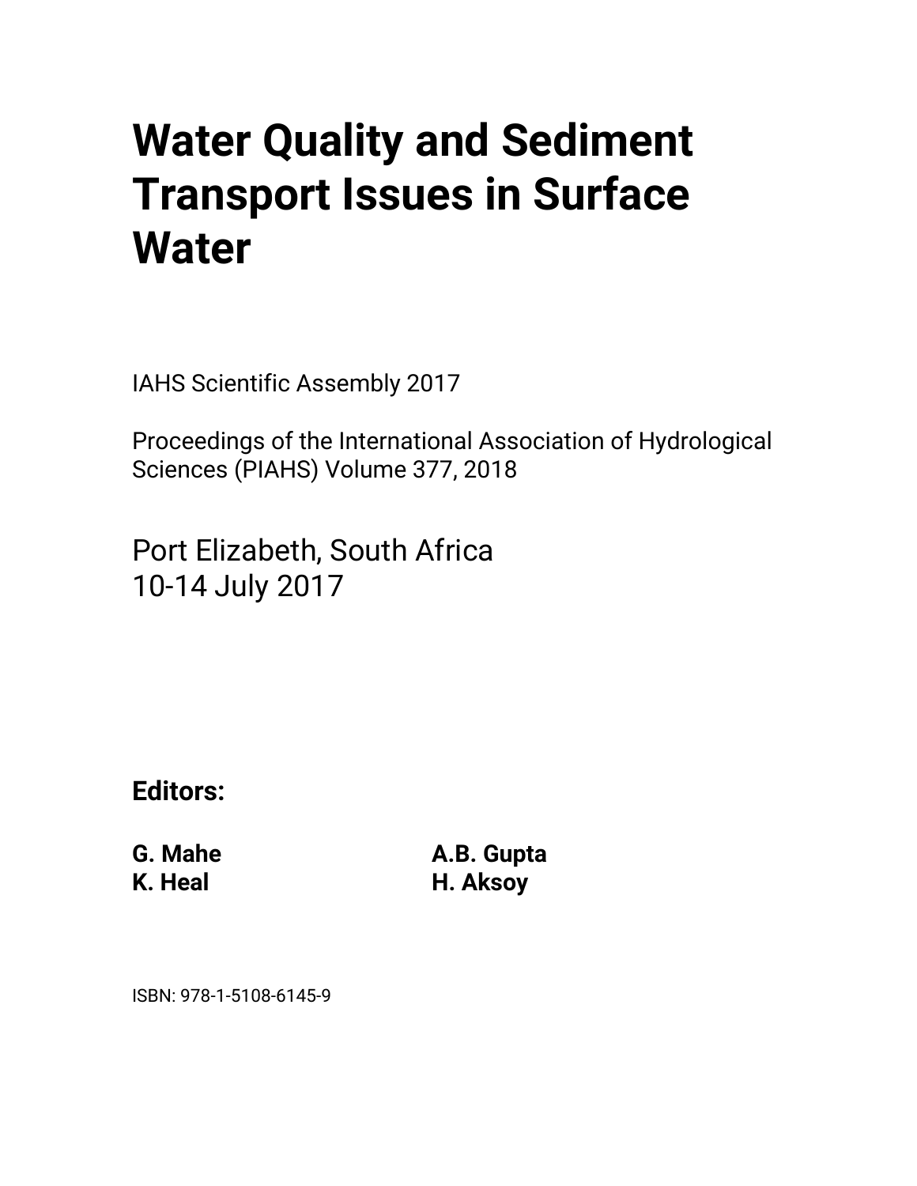# Water Quality and Sediment Transport Issues in Surface Water

IAHS Scientific Assembly 2017

Proceedings of the International Association of Hydrological Sciences (PIAHS) Volume 377, 2018

Port Elizabeth, South Africa
10-14 July 2017

**Editors:**

**G. Mahe**
**K. Heal**
**A.B. Gupta**
**H. Aksoy**

ISBN: 978-1-5108-6145-9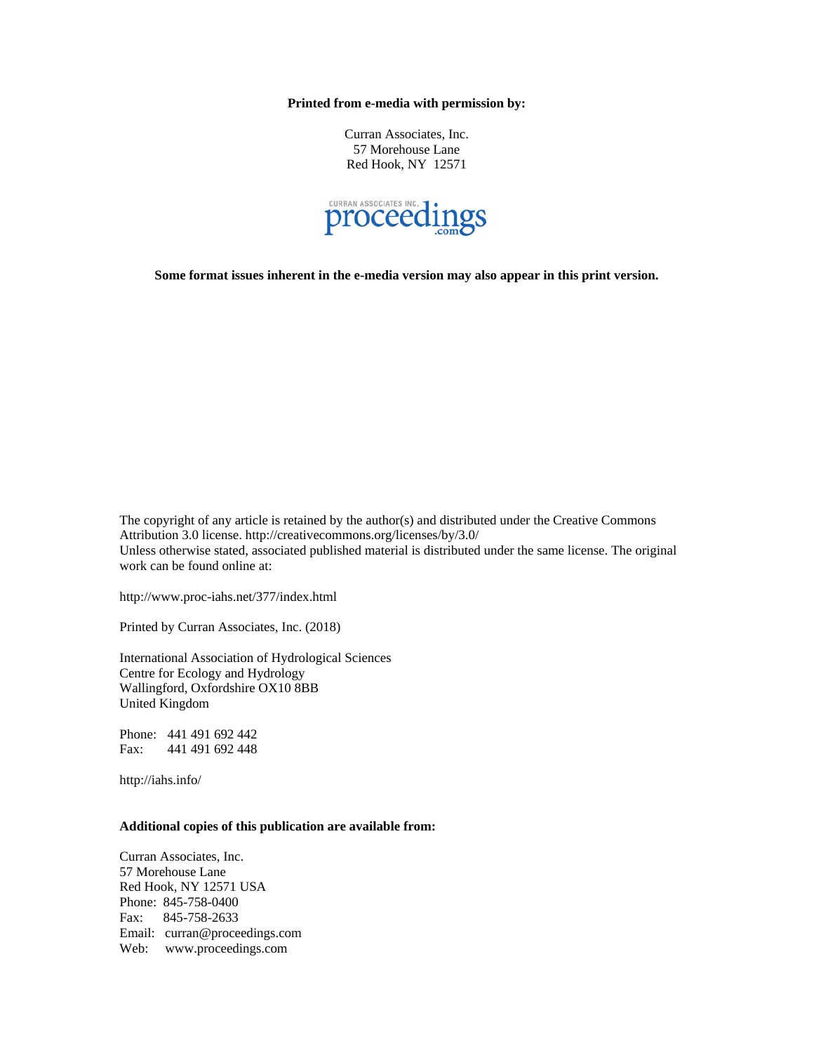**Printed from e-media with permission by:**

Curran Associates, Inc.
57 Morehouse Lane
Red Hook, NY 12571

**Some format issues inherent in the e-media version may also appear in this print version.**

The copyright of any article is retained by the author(s) and distributed under the Creative Commons Attribution 3.0 license. http://creativecommons.org/licenses/by/3.0/
Unless otherwise stated, associated published material is distributed under the same license. The original work can be found online at:

http://www.proc-iahs.net/377/index.html

Printed by Curran Associates, Inc. (2018)

International Association of Hydrological Sciences
Centre for Ecology and Hydrology
Wallingford, Oxfordshire OX10 8BB
United Kingdom

Phone: 441 491 692 442
Fax: 441 491 692 448

http://iahs.info/

**Additional copies of this publication are available from:**

Curran Associates, Inc.
57 Morehouse Lane
Red Hook, NY 12571 USA
Phone: 845-758-0400
Fax: 845-758-2633
Email: curran@proceedings.com
Web: www.proceedings.com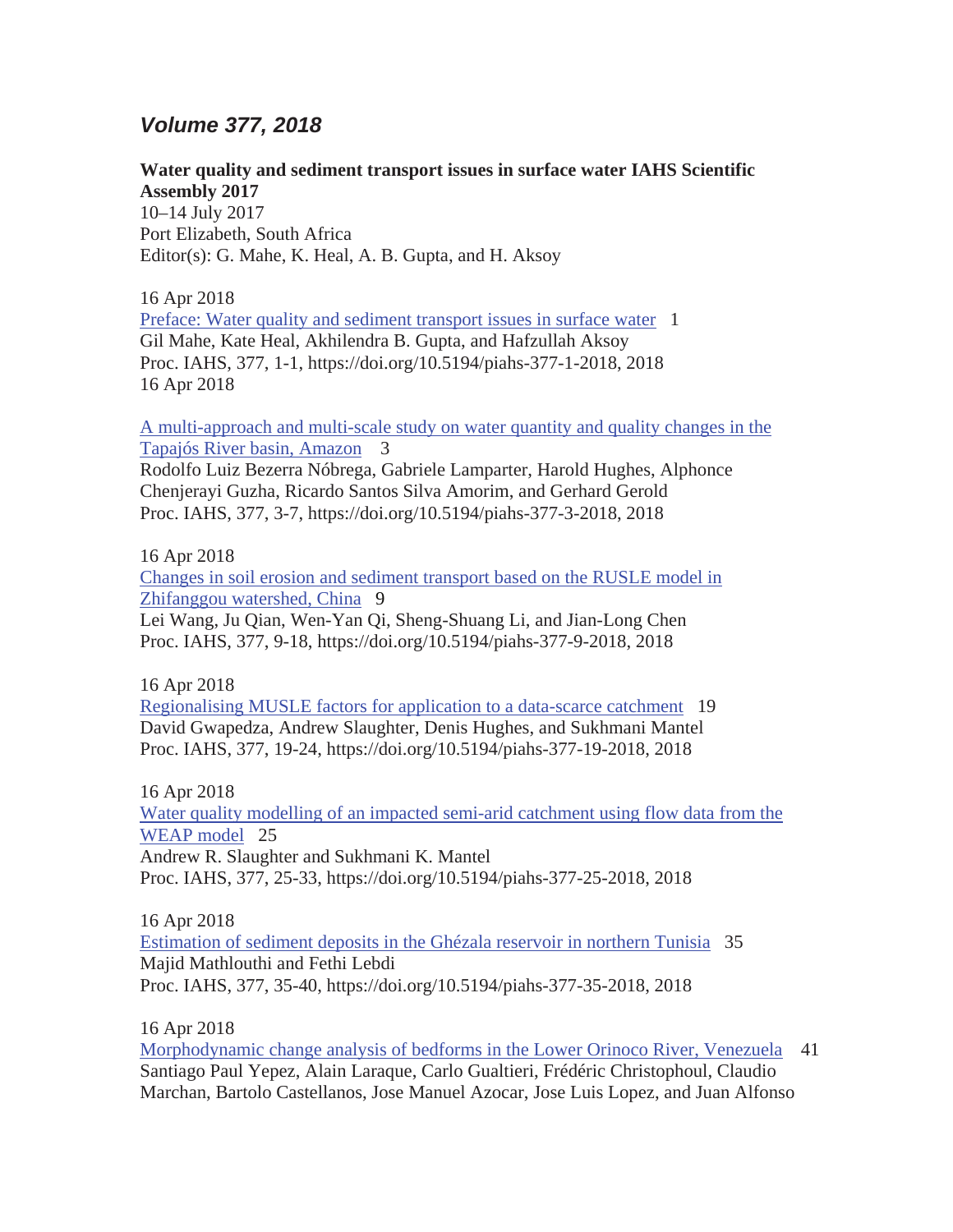## *Volume 377, 2018*

**Water quality and sediment transport issues in surface water IAHS Scientific Assembly 2017**
10–14 July 2017
Port Elizabeth, South Africa
Editor(s): G. Mahe, K. Heal, A. B. Gupta, and H. Aksoy

16 Apr 2018
Preface: Water quality and sediment transport issues in surface water 1
Gil Mahe, Kate Heal, Akhilendra B. Gupta, and Hafzullah Aksoy
Proc. IAHS, 377, 1-1, https://doi.org/10.5194/piahs-377-1-2018, 2018
16 Apr 2018

A multi-approach and multi-scale study on water quantity and quality changes in the Tapajós River basin, Amazon 3
Rodolfo Luiz Bezerra Nóbrega, Gabriele Lamparter, Harold Hughes, Alphonce Chenjerayi Guzha, Ricardo Santos Silva Amorim, and Gerhard Gerold
Proc. IAHS, 377, 3-7, https://doi.org/10.5194/piahs-377-3-2018, 2018

16 Apr 2018
Changes in soil erosion and sediment transport based on the RUSLE model in Zhifanggou watershed, China 9
Lei Wang, Ju Qian, Wen-Yan Qi, Sheng-Shuang Li, and Jian-Long Chen
Proc. IAHS, 377, 9-18, https://doi.org/10.5194/piahs-377-9-2018, 2018

16 Apr 2018
Regionalising MUSLE factors for application to a data-scarce catchment 19
David Gwapedza, Andrew Slaughter, Denis Hughes, and Sukhmani Mantel
Proc. IAHS, 377, 19-24, https://doi.org/10.5194/piahs-377-19-2018, 2018

16 Apr 2018
Water quality modelling of an impacted semi-arid catchment using flow data from the WEAP model 25
Andrew R. Slaughter and Sukhmani K. Mantel
Proc. IAHS, 377, 25-33, https://doi.org/10.5194/piahs-377-25-2018, 2018

16 Apr 2018
Estimation of sediment deposits in the Ghézala reservoir in northern Tunisia 35
Majid Mathlouthi and Fethi Lebdi
Proc. IAHS, 377, 35-40, https://doi.org/10.5194/piahs-377-35-2018, 2018

16 Apr 2018
Morphodynamic change analysis of bedforms in the Lower Orinoco River, Venezuela 41
Santiago Paul Yepez, Alain Laraque, Carlo Gualtieri, Frédéric Christophoul, Claudio Marchan, Bartolo Castellanos, Jose Manuel Azocar, Jose Luis Lopez, and Juan Alfonso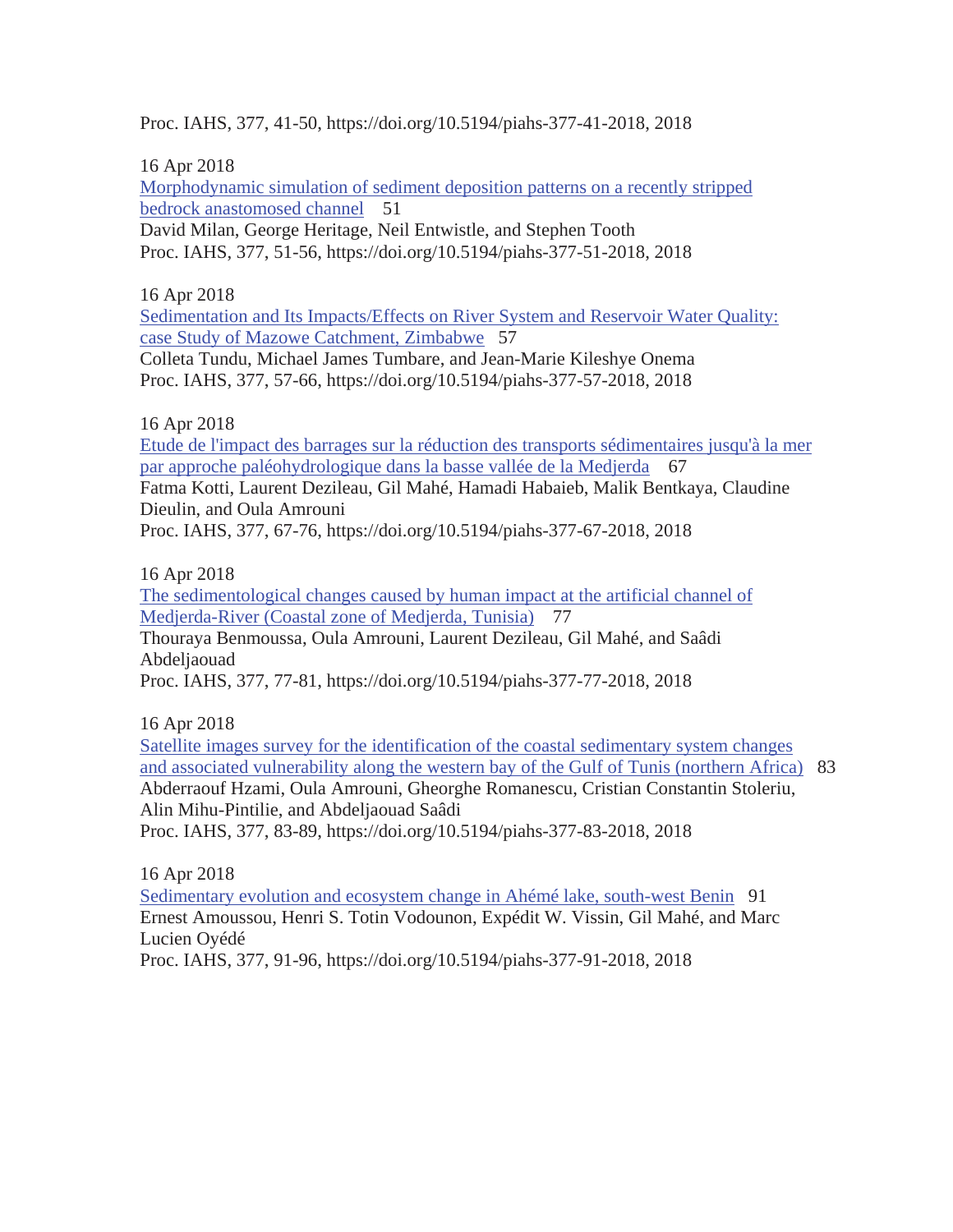Proc. IAHS, 377, 41-50, https://doi.org/10.5194/piahs-377-41-2018, 2018

16 Apr 2018

[Morphodynamic simulation of sediment deposition patterns on a recently stripped bedrock anastomosed channel] 51

David Milan, George Heritage, Neil Entwistle, and Stephen Tooth

Proc. IAHS, 377, 51-56, https://doi.org/10.5194/piahs-377-51-2018, 2018

16 Apr 2018

[Sedimentation and Its Impacts/Effects on River System and Reservoir Water Quality: case Study of Mazowe Catchment, Zimbabwe] 57

Colleta Tundu, Michael James Tumbare, and Jean-Marie Kileshye Onema

Proc. IAHS, 377, 57-66, https://doi.org/10.5194/piahs-377-57-2018, 2018

16 Apr 2018

[Etude de l'impact des barrages sur la réduction des transports sédimentaires jusqu'à la mer par approche paléohydrologique dans la basse vallée de la Medjerda] 67

Fatma Kotti, Laurent Dezileau, Gil Mahé, Hamadi Habaieb, Malik Bentkaya, Claudine Dieulin, and Oula Amrouni

Proc. IAHS, 377, 67-76, https://doi.org/10.5194/piahs-377-67-2018, 2018

16 Apr 2018

[The sedimentological changes caused by human impact at the artificial channel of Medjerda-River (Coastal zone of Medjerda, Tunisia)] 77

Thouraya Benmoussa, Oula Amrouni, Laurent Dezileau, Gil Mahé, and Saâdi Abdeljaouad

Proc. IAHS, 377, 77-81, https://doi.org/10.5194/piahs-377-77-2018, 2018

16 Apr 2018

[Satellite images survey for the identification of the coastal sedimentary system changes and associated vulnerability along the western bay of the Gulf of Tunis (northern Africa)] 83

Abderraouf Hzami, Oula Amrouni, Gheorghe Romanescu, Cristian Constantin Stoleriu, Alin Mihu-Pintilie, and Abdeljaouad Saâdi

Proc. IAHS, 377, 83-89, https://doi.org/10.5194/piahs-377-83-2018, 2018

16 Apr 2018

[Sedimentary evolution and ecosystem change in Ahémé lake, south-west Benin] 91

Ernest Amoussou, Henri S. Totin Vodounon, Expédit W. Vissin, Gil Mahé, and Marc Lucien Oyédé

Proc. IAHS, 377, 91-96, https://doi.org/10.5194/piahs-377-91-2018, 2018